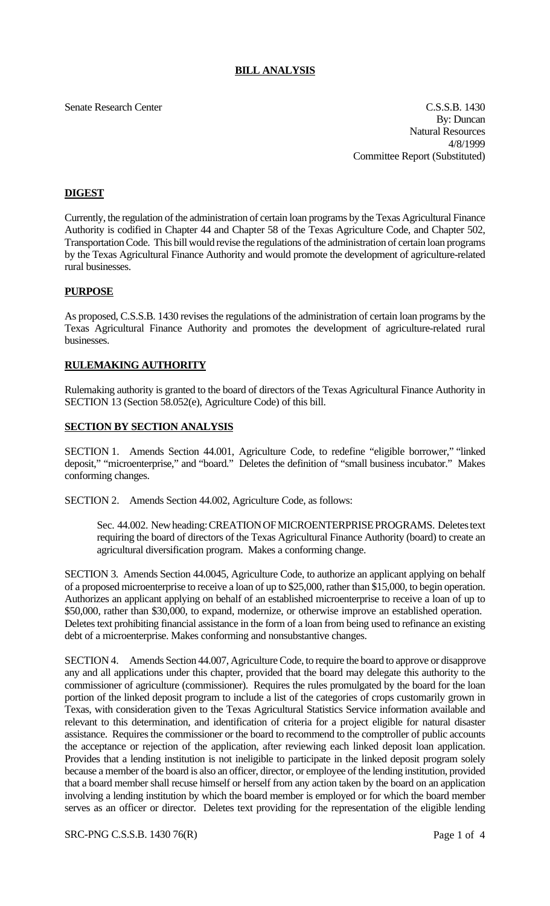# BILL ANALYSIS

Senate Research Center

C.S.S.B. 1430
By: Duncan
Natural Resources
4/8/1999
Committee Report (Substituted)

## DIGEST

Currently, the regulation of the administration of certain loan programs by the Texas Agricultural Finance Authority is codified in Chapter 44 and Chapter 58 of the Texas Agriculture Code, and Chapter 502, Transportation Code. This bill would revise the regulations of the administration of certain loan programs by the Texas Agricultural Finance Authority and would promote the development of agriculture-related rural businesses.

## PURPOSE

As proposed, C.S.S.B. 1430 revises the regulations of the administration of certain loan programs by the Texas Agricultural Finance Authority and promotes the development of agriculture-related rural businesses.

## RULEMAKING AUTHORITY

Rulemaking authority is granted to the board of directors of the Texas Agricultural Finance Authority in SECTION 13 (Section 58.052(e), Agriculture Code) of this bill.

## SECTION BY SECTION ANALYSIS

SECTION 1. Amends Section 44.001, Agriculture Code, to redefine "eligible borrower," "linked deposit," "microenterprise," and "board." Deletes the definition of "small business incubator." Makes conforming changes.

SECTION 2. Amends Section 44.002, Agriculture Code, as follows:

Sec. 44.002. New heading: CREATION OF MICROENTERPRISE PROGRAMS. Deletes text requiring the board of directors of the Texas Agricultural Finance Authority (board) to create an agricultural diversification program. Makes a conforming change.

SECTION 3. Amends Section 44.0045, Agriculture Code, to authorize an applicant applying on behalf of a proposed microenterprise to receive a loan of up to $25,000, rather than $15,000, to begin operation. Authorizes an applicant applying on behalf of an established microenterprise to receive a loan of up to $50,000, rather than $30,000, to expand, modernize, or otherwise improve an established operation. Deletes text prohibiting financial assistance in the form of a loan from being used to refinance an existing debt of a microenterprise. Makes conforming and nonsubstantive changes.

SECTION 4. Amends Section 44.007, Agriculture Code, to require the board to approve or disapprove any and all applications under this chapter, provided that the board may delegate this authority to the commissioner of agriculture (commissioner). Requires the rules promulgated by the board for the loan portion of the linked deposit program to include a list of the categories of crops customarily grown in Texas, with consideration given to the Texas Agricultural Statistics Service information available and relevant to this determination, and identification of criteria for a project eligible for natural disaster assistance. Requires the commissioner or the board to recommend to the comptroller of public accounts the acceptance or rejection of the application, after reviewing each linked deposit loan application. Provides that a lending institution is not ineligible to participate in the linked deposit program solely because a member of the board is also an officer, director, or employee of the lending institution, provided that a board member shall recuse himself or herself from any action taken by the board on an application involving a lending institution by which the board member is employed or for which the board member serves as an officer or director. Deletes text providing for the representation of the eligible lending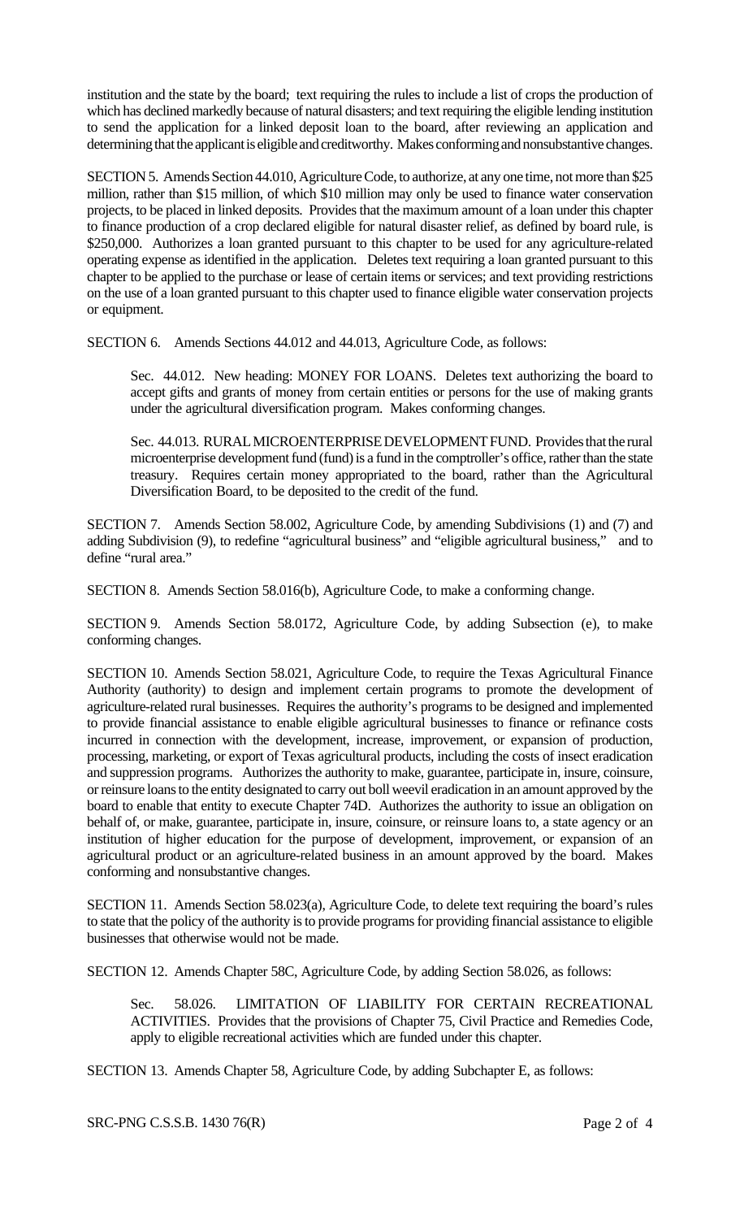institution and the state by the board; text requiring the rules to include a list of crops the production of which has declined markedly because of natural disasters; and text requiring the eligible lending institution to send the application for a linked deposit loan to the board, after reviewing an application and determining that the applicant is eligible and creditworthy. Makes conforming and nonsubstantive changes.

SECTION 5. Amends Section 44.010, Agriculture Code, to authorize, at any one time, not more than $25 million, rather than $15 million, of which $10 million may only be used to finance water conservation projects, to be placed in linked deposits. Provides that the maximum amount of a loan under this chapter to finance production of a crop declared eligible for natural disaster relief, as defined by board rule, is $250,000. Authorizes a loan granted pursuant to this chapter to be used for any agriculture-related operating expense as identified in the application. Deletes text requiring a loan granted pursuant to this chapter to be applied to the purchase or lease of certain items or services; and text providing restrictions on the use of a loan granted pursuant to this chapter used to finance eligible water conservation projects or equipment.

SECTION 6. Amends Sections 44.012 and 44.013, Agriculture Code, as follows:

> Sec. 44.012. New heading: MONEY FOR LOANS. Deletes text authorizing the board to accept gifts and grants of money from certain entities or persons for the use of making grants under the agricultural diversification program. Makes conforming changes.
>
> Sec. 44.013. RURAL MICROENTERPRISE DEVELOPMENT FUND. Provides that the rural microenterprise development fund (fund) is a fund in the comptroller's office, rather than the state treasury. Requires certain money appropriated to the board, rather than the Agricultural Diversification Board, to be deposited to the credit of the fund.

SECTION 7. Amends Section 58.002, Agriculture Code, by amending Subdivisions (1) and (7) and adding Subdivision (9), to redefine "agricultural business" and "eligible agricultural business," and to define "rural area."

SECTION 8. Amends Section 58.016(b), Agriculture Code, to make a conforming change.

SECTION 9. Amends Section 58.0172, Agriculture Code, by adding Subsection (e), to make conforming changes.

SECTION 10. Amends Section 58.021, Agriculture Code, to require the Texas Agricultural Finance Authority (authority) to design and implement certain programs to promote the development of agriculture-related rural businesses. Requires the authority's programs to be designed and implemented to provide financial assistance to enable eligible agricultural businesses to finance or refinance costs incurred in connection with the development, increase, improvement, or expansion of production, processing, marketing, or export of Texas agricultural products, including the costs of insect eradication and suppression programs. Authorizes the authority to make, guarantee, participate in, insure, coinsure, or reinsure loans to the entity designated to carry out boll weevil eradication in an amount approved by the board to enable that entity to execute Chapter 74D. Authorizes the authority to issue an obligation on behalf of, or make, guarantee, participate in, insure, coinsure, or reinsure loans to, a state agency or an institution of higher education for the purpose of development, improvement, or expansion of an agricultural product or an agriculture-related business in an amount approved by the board. Makes conforming and nonsubstantive changes.

SECTION 11. Amends Section 58.023(a), Agriculture Code, to delete text requiring the board's rules to state that the policy of the authority is to provide programs for providing financial assistance to eligible businesses that otherwise would not be made.

SECTION 12. Amends Chapter 58C, Agriculture Code, by adding Section 58.026, as follows:

> Sec. 58.026. LIMITATION OF LIABILITY FOR CERTAIN RECREATIONAL ACTIVITIES. Provides that the provisions of Chapter 75, Civil Practice and Remedies Code, apply to eligible recreational activities which are funded under this chapter.

SECTION 13. Amends Chapter 58, Agriculture Code, by adding Subchapter E, as follows: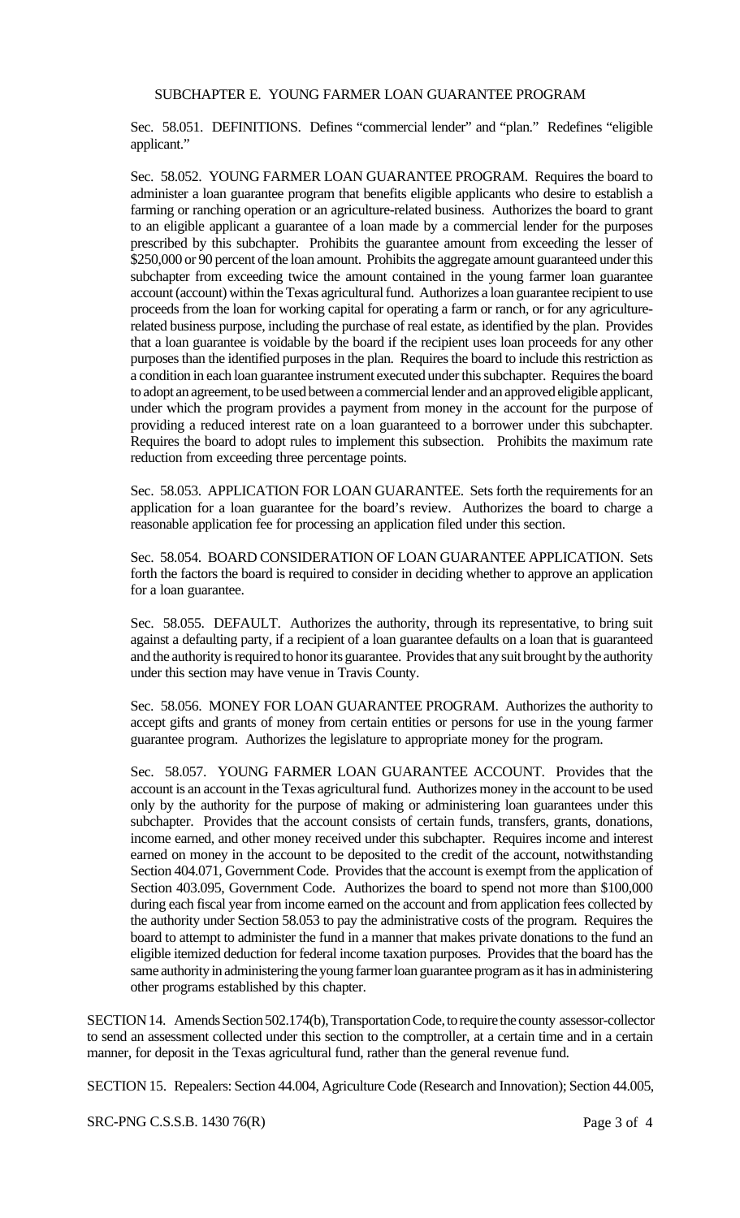SUBCHAPTER E. YOUNG FARMER LOAN GUARANTEE PROGRAM

Sec. 58.051. DEFINITIONS. Defines "commercial lender" and "plan." Redefines "eligible applicant."

Sec. 58.052. YOUNG FARMER LOAN GUARANTEE PROGRAM. Requires the board to administer a loan guarantee program that benefits eligible applicants who desire to establish a farming or ranching operation or an agriculture-related business. Authorizes the board to grant to an eligible applicant a guarantee of a loan made by a commercial lender for the purposes prescribed by this subchapter. Prohibits the guarantee amount from exceeding the lesser of $250,000 or 90 percent of the loan amount. Prohibits the aggregate amount guaranteed under this subchapter from exceeding twice the amount contained in the young farmer loan guarantee account (account) within the Texas agricultural fund. Authorizes a loan guarantee recipient to use proceeds from the loan for working capital for operating a farm or ranch, or for any agriculture-related business purpose, including the purchase of real estate, as identified by the plan. Provides that a loan guarantee is voidable by the board if the recipient uses loan proceeds for any other purposes than the identified purposes in the plan. Requires the board to include this restriction as a condition in each loan guarantee instrument executed under this subchapter. Requires the board to adopt an agreement, to be used between a commercial lender and an approved eligible applicant, under which the program provides a payment from money in the account for the purpose of providing a reduced interest rate on a loan guaranteed to a borrower under this subchapter. Requires the board to adopt rules to implement this subsection. Prohibits the maximum rate reduction from exceeding three percentage points.

Sec. 58.053. APPLICATION FOR LOAN GUARANTEE. Sets forth the requirements for an application for a loan guarantee for the board's review. Authorizes the board to charge a reasonable application fee for processing an application filed under this section.

Sec. 58.054. BOARD CONSIDERATION OF LOAN GUARANTEE APPLICATION. Sets forth the factors the board is required to consider in deciding whether to approve an application for a loan guarantee.

Sec. 58.055. DEFAULT. Authorizes the authority, through its representative, to bring suit against a defaulting party, if a recipient of a loan guarantee defaults on a loan that is guaranteed and the authority is required to honor its guarantee. Provides that any suit brought by the authority under this section may have venue in Travis County.

Sec. 58.056. MONEY FOR LOAN GUARANTEE PROGRAM. Authorizes the authority to accept gifts and grants of money from certain entities or persons for use in the young farmer guarantee program. Authorizes the legislature to appropriate money for the program.

Sec. 58.057. YOUNG FARMER LOAN GUARANTEE ACCOUNT. Provides that the account is an account in the Texas agricultural fund. Authorizes money in the account to be used only by the authority for the purpose of making or administering loan guarantees under this subchapter. Provides that the account consists of certain funds, transfers, grants, donations, income earned, and other money received under this subchapter. Requires income and interest earned on money in the account to be deposited to the credit of the account, notwithstanding Section 404.071, Government Code. Provides that the account is exempt from the application of Section 403.095, Government Code. Authorizes the board to spend not more than $100,000 during each fiscal year from income earned on the account and from application fees collected by the authority under Section 58.053 to pay the administrative costs of the program. Requires the board to attempt to administer the fund in a manner that makes private donations to the fund an eligible itemized deduction for federal income taxation purposes. Provides that the board has the same authority in administering the young farmer loan guarantee program as it has in administering other programs established by this chapter.

SECTION 14. Amends Section 502.174(b), Transportation Code, to require the county assessor-collector to send an assessment collected under this section to the comptroller, at a certain time and in a certain manner, for deposit in the Texas agricultural fund, rather than the general revenue fund.

SECTION 15. Repealers: Section 44.004, Agriculture Code (Research and Innovation); Section 44.005,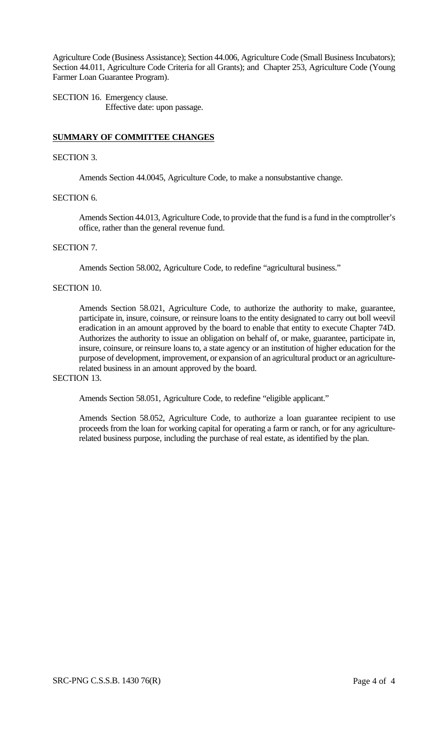Agriculture Code (Business Assistance); Section 44.006, Agriculture Code (Small Business Incubators); Section 44.011, Agriculture Code Criteria for all Grants); and Chapter 253, Agriculture Code (Young Farmer Loan Guarantee Program).

SECTION 16. Emergency clause.
Effective date: upon passage.

**SUMMARY OF COMMITTEE CHANGES**

SECTION 3.

Amends Section 44.0045, Agriculture Code, to make a nonsubstantive change.

SECTION 6.

Amends Section 44.013, Agriculture Code, to provide that the fund is a fund in the comptroller's office, rather than the general revenue fund.

SECTION 7.

Amends Section 58.002, Agriculture Code, to redefine "agricultural business."

SECTION 10.

Amends Section 58.021, Agriculture Code, to authorize the authority to make, guarantee, participate in, insure, coinsure, or reinsure loans to the entity designated to carry out boll weevil eradication in an amount approved by the board to enable that entity to execute Chapter 74D. Authorizes the authority to issue an obligation on behalf of, or make, guarantee, participate in, insure, coinsure, or reinsure loans to, a state agency or an institution of higher education for the purpose of development, improvement, or expansion of an agricultural product or an agriculture-related business in an amount approved by the board.

SECTION 13.

Amends Section 58.051, Agriculture Code, to redefine "eligible applicant."

Amends Section 58.052, Agriculture Code, to authorize a loan guarantee recipient to use proceeds from the loan for working capital for operating a farm or ranch, or for any agriculture-related business purpose, including the purchase of real estate, as identified by the plan.